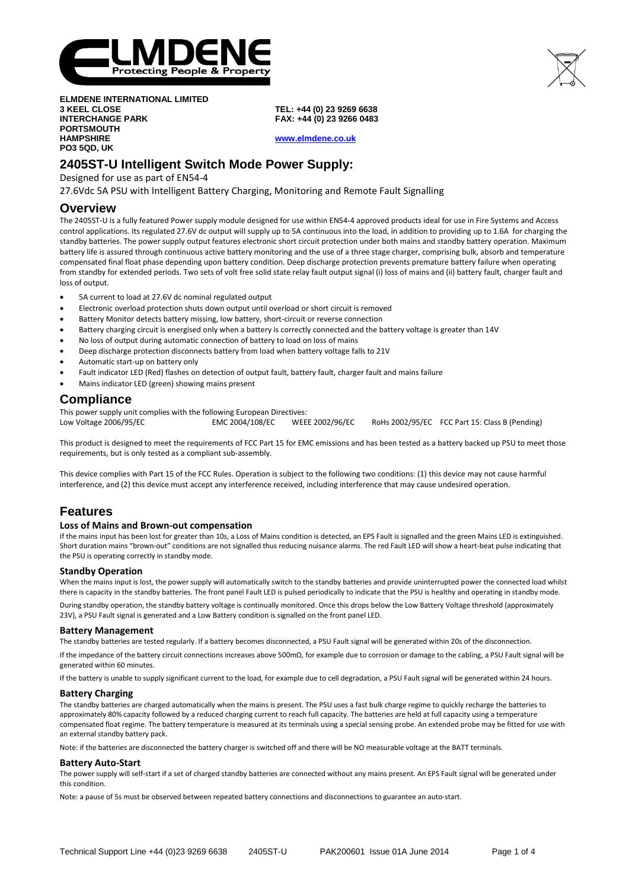**ELMDENE INTERNATIONAL LIMITED**
**3 KEEL CLOSE**
**INTERCHANGE PARK**
**PORTSMOUTH**
**HAMPSHIRE**
**PO3 5QD, UK**

**TEL: +44 (0) 23 9269 6638**
**FAX: +44 (0) 23 9266 0483**

**www.elmdene.co.uk**

# 2405ST-U Intelligent Switch Mode Power Supply:

Designed for use as part of EN54-4

27.6Vdc 5A PSU with Intelligent Battery Charging, Monitoring and Remote Fault Signalling

## Overview

The 2405ST-U is a fully featured Power supply module designed for use within EN54-4 approved products ideal for use in Fire Systems and Access control applications. Its regulated 27.6V dc output will supply up to 5A continuous into the load, in addition to providing up to 1.6A for charging the standby batteries. The power supply output features electronic short circuit protection under both mains and standby battery operation. Maximum battery life is assured through continuous active battery monitoring and the use of a three stage charger, comprising bulk, absorb and temperature compensated final float phase depending upon battery condition. Deep discharge protection prevents premature battery failure when operating from standby for extended periods. Two sets of volt free solid state relay fault output signal (i) loss of mains and (ii) battery fault, charger fault and loss of output.

- 5A current to load at 27.6V dc nominal regulated output
- Electronic overload protection shuts down output until overload or short circuit is removed
- Battery Monitor detects battery missing, low battery, short-circuit or reverse connection
- Battery charging circuit is energised only when a battery is correctly connected and the battery voltage is greater than 14V
- No loss of output during automatic connection of battery to load on loss of mains
- Deep discharge protection disconnects battery from load when battery voltage falls to 21V
- Automatic start-up on battery only
- Fault indicator LED (Red) flashes on detection of output fault, battery fault, charger fault and mains failure
- Mains indicator LED (green) showing mains present

## Compliance

This power supply unit complies with the following European Directives:

Low Voltage 2006/95/EC    EMC 2004/108/EC    WEEE 2002/96/EC    RoHs 2002/95/EC    FCC Part 15: Class B (Pending)

This product is designed to meet the requirements of FCC Part 15 for EMC emissions and has been tested as a battery backed up PSU to meet those requirements, but is only tested as a compliant sub-assembly.

This device complies with Part 15 of the FCC Rules. Operation is subject to the following two conditions: (1) this device may not cause harmful interference, and (2) this device must accept any interference received, including interference that may cause undesired operation.

## Features

### Loss of Mains and Brown-out compensation

If the mains input has been lost for greater than 10s, a Loss of Mains condition is detected, an EPS Fault is signalled and the green Mains LED is extinguished. Short duration mains "brown-out" conditions are not signalled thus reducing nuisance alarms. The red Fault LED will show a heart-beat pulse indicating that the PSU is operating correctly in standby mode.

### Standby Operation

When the mains input is lost, the power supply will automatically switch to the standby batteries and provide uninterrupted power the connected load whilst there is capacity in the standby batteries. The front panel Fault LED is pulsed periodically to indicate that the PSU is healthy and operating in standby mode.

During standby operation, the standby battery voltage is continually monitored. Once this drops below the Low Battery Voltage threshold (approximately 23V), a PSU Fault signal is generated and a Low Battery condition is signalled on the front panel LED.

### Battery Management

The standby batteries are tested regularly. If a battery becomes disconnected, a PSU Fault signal will be generated within 20s of the disconnection.

If the impedance of the battery circuit connections increases above 500mΩ, for example due to corrosion or damage to the cabling, a PSU Fault signal will be generated within 60 minutes.

If the battery is unable to supply significant current to the load, for example due to cell degradation, a PSU Fault signal will be generated within 24 hours.

### Battery Charging

The standby batteries are charged automatically when the mains is present. The PSU uses a fast bulk charge regime to quickly recharge the batteries to approximately 80% capacity followed by a reduced charging current to reach full capacity. The batteries are held at full capacity using a temperature compensated float regime. The battery temperature is measured at its terminals using a special sensing probe. An extended probe may be fitted for use with an external standby battery pack.

Note: if the batteries are disconnected the battery charger is switched off and there will be NO measurable voltage at the BATT terminals.

### Battery Auto-Start

The power supply will self-start if a set of charged standby batteries are connected without any mains present. An EPS Fault signal will be generated under this condition.

Note: a pause of 5s must be observed between repeated battery connections and disconnections to guarantee an auto-start.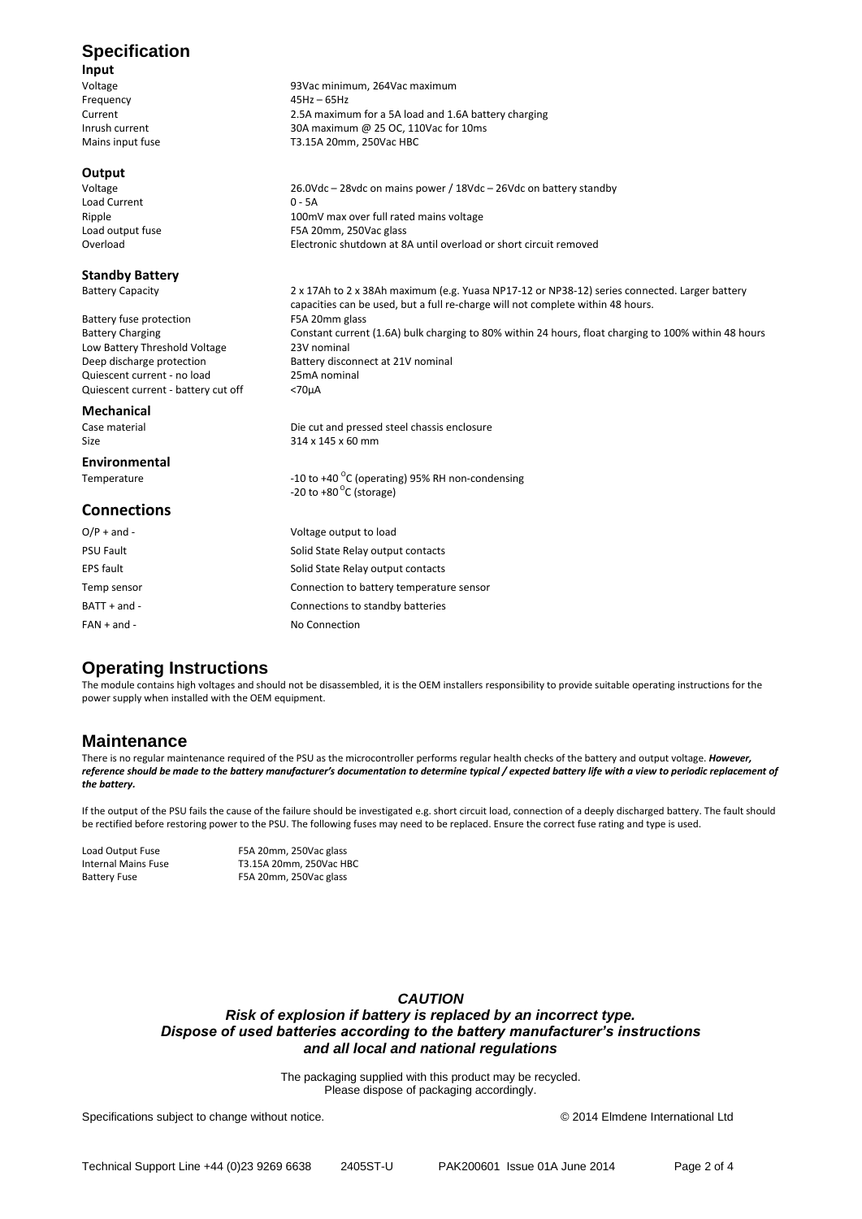# Specification

## Input

| | |
|---|---|
| Voltage | 93Vac minimum, 264Vac maximum |
| Frequency | 45Hz – 65Hz |
| Current | 2.5A maximum for a 5A load and 1.6A battery charging |
| Inrush current | 30A maximum @ 25 OC, 110Vac for 10ms |
| Mains input fuse | T3.15A 20mm, 250Vac HBC |

## Output

| | |
|---|---|
| Voltage | 26.0Vdc – 28vdc on mains power / 18Vdc – 26Vdc on battery standby |
| Load Current | 0 - 5A |
| Ripple | 100mV max over full rated mains voltage |
| Load output fuse | F5A 20mm, 250Vac glass |
| Overload | Electronic shutdown at 8A until overload or short circuit removed |

## Standby Battery

| | |
|---|---|
| Battery Capacity | 2 x 17Ah to 2 x 38Ah maximum (e.g. Yuasa NP17-12 or NP38-12) series connected. Larger battery capacities can be used, but a full re-charge will not complete within 48 hours. |
| Battery fuse protection | F5A 20mm glass |
| Battery Charging | Constant current (1.6A) bulk charging to 80% within 24 hours, float charging to 100% within 48 hours |
| Low Battery Threshold Voltage | 23V nominal |
| Deep discharge protection | Battery disconnect at 21V nominal |
| Quiescent current - no load | 25mA nominal |
| Quiescent current - battery cut off | <70µA |

## Mechanical

| | |
|---|---|
| Case material | Die cut and pressed steel chassis enclosure |
| Size | 314 x 145 x 60 mm |

## Environmental

| | |
|---|---|
| Temperature | -10 to +40 °C (operating) 95% RH non-condensing<br>-20 to +80 °C (storage) |

## Connections

| | |
|---|---|
| O/P + and - | Voltage output to load |
| PSU Fault | Solid State Relay output contacts |
| EPS fault | Solid State Relay output contacts |
| Temp sensor | Connection to battery temperature sensor |
| BATT + and - | Connections to standby batteries |
| FAN + and - | No Connection |

# Operating Instructions

The module contains high voltages and should not be disassembled, it is the OEM installers responsibility to provide suitable operating instructions for the power supply when installed with the OEM equipment.

# Maintenance

There is no regular maintenance required of the PSU as the microcontroller performs regular health checks of the battery and output voltage. ***However, reference should be made to the battery manufacturer's documentation to determine typical / expected battery life with a view to periodic replacement of the battery.***

If the output of the PSU fails the cause of the failure should be investigated e.g. short circuit load, connection of a deeply discharged battery. The fault should be rectified before restoring power to the PSU. The following fuses may need to be replaced. Ensure the correct fuse rating and type is used.

| | |
|---|---|
| Load Output Fuse | F5A 20mm, 250Vac glass |
| Internal Mains Fuse | T3.15A 20mm, 250Vac HBC |
| Battery Fuse | F5A 20mm, 250Vac glass |

***CAUTION***

***Risk of explosion if battery is replaced by an incorrect type.***
***Dispose of used batteries according to the battery manufacturer's instructions and all local and national regulations***

The packaging supplied with this product may be recycled.
Please dispose of packaging accordingly.

Specifications subject to change without notice. © 2014 Elmdene International Ltd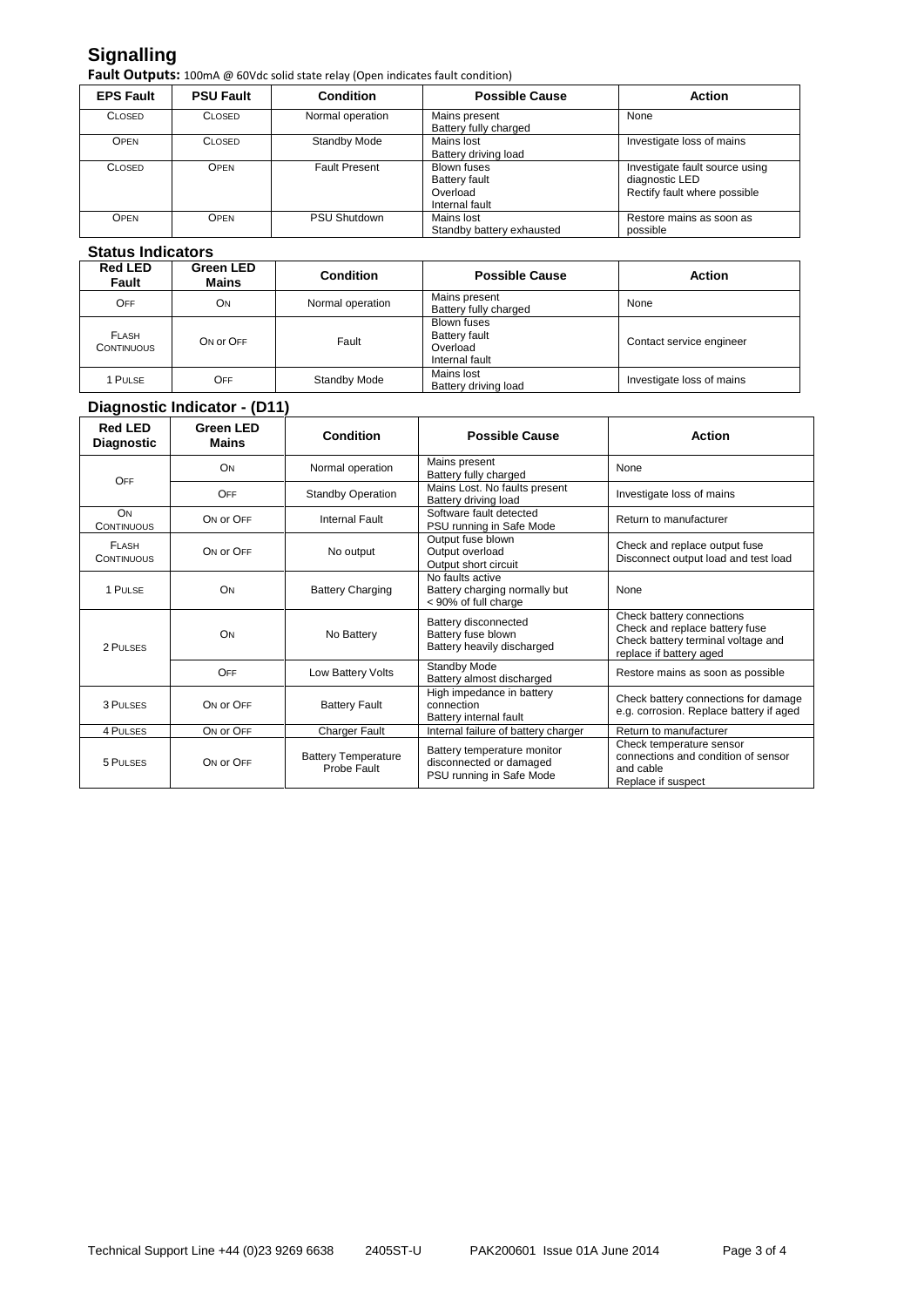# Signalling

**Fault Outputs:** 100mA @ 60Vdc solid state relay (Open indicates fault condition)

| EPS Fault | PSU Fault | Condition | Possible Cause | Action |
|---|---|---|---|---|
| CLOSED | CLOSED | Normal operation | Mains present<br>Battery fully charged | None |
| OPEN | CLOSED | Standby Mode | Mains lost<br>Battery driving load | Investigate loss of mains |
| CLOSED | OPEN | Fault Present | Blown fuses<br>Battery fault<br>Overload<br>Internal fault | Investigate fault source using diagnostic LED<br>Rectify fault where possible |
| OPEN | OPEN | PSU Shutdown | Mains lost<br>Standby battery exhausted | Restore mains as soon as possible |

## Status Indicators

| Red LED Fault | Green LED Mains | Condition | Possible Cause | Action |
|---|---|---|---|---|
| OFF | ON | Normal operation | Mains present<br>Battery fully charged | None |
| FLASH CONTINUOUS | ON or OFF | Fault | Blown fuses<br>Battery fault<br>Overload<br>Internal fault | Contact service engineer |
| 1 PULSE | OFF | Standby Mode | Mains lost<br>Battery driving load | Investigate loss of mains |

## Diagnostic Indicator - (D11)

| Red LED Diagnostic | Green LED Mains | Condition | Possible Cause | Action |
|---|---|---|---|---|
| OFF | ON | Normal operation | Mains present<br>Battery fully charged | None |
| | OFF | Standby Operation | Mains Lost. No faults present<br>Battery driving load | Investigate loss of mains |
| ON CONTINUOUS | ON or OFF | Internal Fault | Software fault detected<br>PSU running in Safe Mode | Return to manufacturer |
| FLASH CONTINUOUS | ON or OFF | No output | Output fuse blown<br>Output overload<br>Output short circuit | Check and replace output fuse<br>Disconnect output load and test load |
| 1 PULSE | ON | Battery Charging | No faults active<br>Battery charging normally but < 90% of full charge | None |
| 2 PULSES | ON | No Battery | Battery disconnected<br>Battery fuse blown<br>Battery heavily discharged | Check battery connections<br>Check and replace battery fuse<br>Check battery terminal voltage and replace if battery aged |
| | OFF | Low Battery Volts | Standby Mode<br>Battery almost discharged | Restore mains as soon as possible |
| 3 PULSES | ON or OFF | Battery Fault | High impedance in battery connection<br>Battery internal fault | Check battery connections for damage e.g. corrosion. Replace battery if aged |
| 4 PULSES | ON or OFF | Charger Fault | Internal failure of battery charger | Return to manufacturer |
| 5 PULSES | ON or OFF | Battery Temperature Probe Fault | Battery temperature monitor disconnected or damaged<br>PSU running in Safe Mode | Check temperature sensor connections and condition of sensor and cable<br>Replace if suspect |

Technical Support Line +44 (0)23 9269 6638 2405ST-U PAK200601 Issue 01A June 2014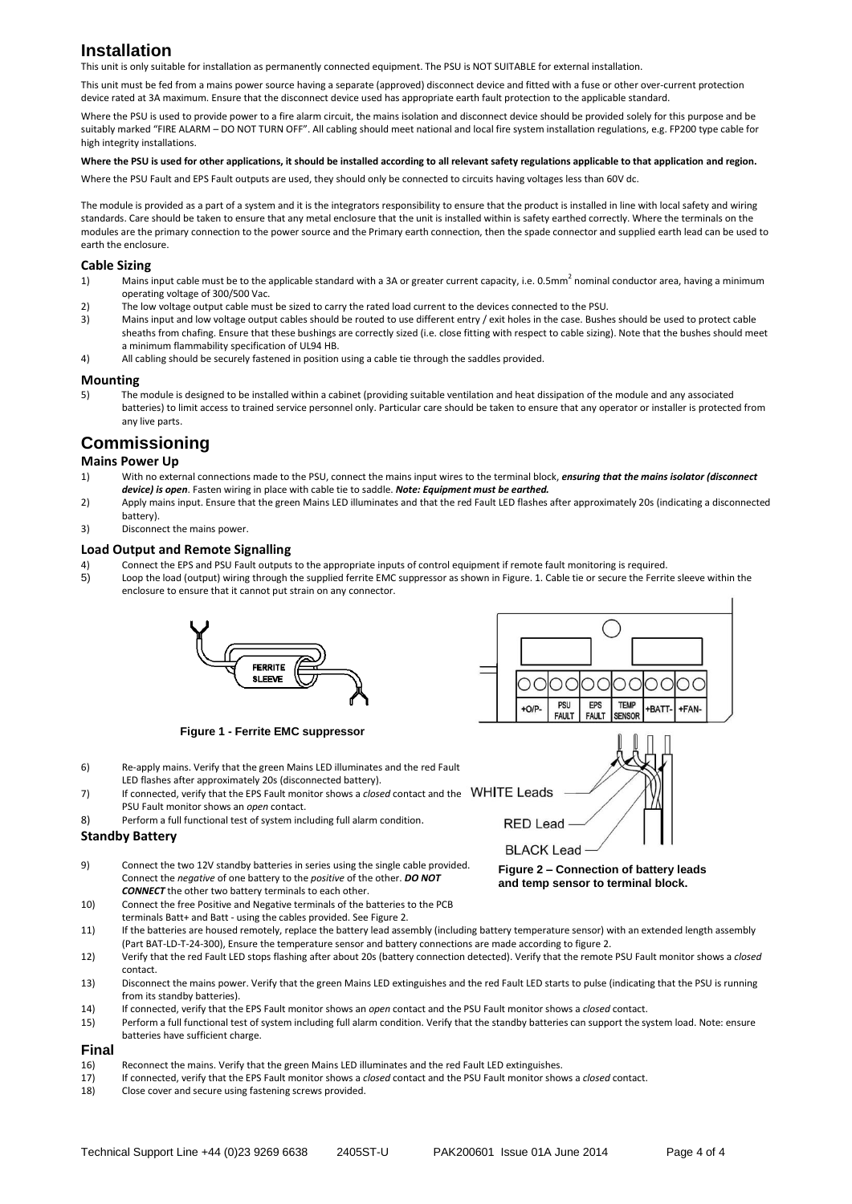# Installation

This unit is only suitable for installation as permanently connected equipment. The PSU is NOT SUITABLE for external installation.

This unit must be fed from a mains power source having a separate (approved) disconnect device and fitted with a fuse or other over-current protection device rated at 3A maximum. Ensure that the disconnect device used has appropriate earth fault protection to the applicable standard.

Where the PSU is used to provide power to a fire alarm circuit, the mains isolation and disconnect device should be provided solely for this purpose and be suitably marked "FIRE ALARM – DO NOT TURN OFF". All cabling should meet national and local fire system installation regulations, e.g. FP200 type cable for high integrity installations.

**Where the PSU is used for other applications, it should be installed according to all relevant safety regulations applicable to that application and region.**

Where the PSU Fault and EPS Fault outputs are used, they should only be connected to circuits having voltages less than 60V dc.

The module is provided as a part of a system and it is the integrators responsibility to ensure that the product is installed in line with local safety and wiring standards. Care should be taken to ensure that any metal enclosure that the unit is installed within is safety earthed correctly. Where the terminals on the modules are the primary connection to the power source and the Primary earth connection, then the spade connector and supplied earth lead can be used to earth the enclosure.

## Cable Sizing

1) Mains input cable must be to the applicable standard with a 3A or greater current capacity, i.e. 0.5mm$^2$ nominal conductor area, having a minimum operating voltage of 300/500 Vac.
2) The low voltage output cable must be sized to carry the rated load current to the devices connected to the PSU.
3) Mains input and low voltage output cables should be routed to use different entry / exit holes in the case. Bushes should be used to protect cable sheaths from chafing. Ensure that these bushings are correctly sized (i.e. close fitting with respect to cable sizing). Note that the bushes should meet a minimum flammability specification of UL94 HB.
4) All cabling should be securely fastened in position using a cable tie through the saddles provided.

## Mounting

5) The module is designed to be installed within a cabinet (providing suitable ventilation and heat dissipation of the module and any associated batteries) to limit access to trained service personnel only. Particular care should be taken to ensure that any operator or installer is protected from any live parts.

# Commissioning

## Mains Power Up

1) With no external connections made to the PSU, connect the mains input wires to the terminal block, ***ensuring that the mains isolator (disconnect device) is open***. Fasten wiring in place with cable tie to saddle. ***Note: Equipment must be earthed.***
2) Apply mains input. Ensure that the green Mains LED illuminates and that the red Fault LED flashes after approximately 20s (indicating a disconnected battery).
3) Disconnect the mains power.

## Load Output and Remote Signalling

4) Connect the EPS and PSU Fault outputs to the appropriate inputs of control equipment if remote fault monitoring is required.
5) Loop the load (output) wiring through the supplied ferrite EMC suppressor as shown in Figure. 1. Cable tie or secure the Ferrite sleeve within the enclosure to ensure that it cannot put strain on any connector.

FERRITE SLEEVE

**Figure 1 - Ferrite EMC suppressor**

6) Re-apply mains. Verify that the green Mains LED illuminates and the red Fault LED flashes after approximately 20s (disconnected battery).
7) If connected, verify that the EPS Fault monitor shows a *closed* contact and the PSU Fault monitor shows an *open* contact.
8) Perform a full functional test of system including full alarm condition.

## Standby Battery

9) Connect the two 12V standby batteries in series using the single cable provided. Connect the *negative* of one battery to the *positive* of the other. ***DO NOT CONNECT*** the other two battery terminals to each other.
10) Connect the free Positive and Negative terminals of the batteries to the PCB terminals Batt+ and Batt - using the cables provided. See Figure 2.
11) If the batteries are housed remotely, replace the battery lead assembly (including battery temperature sensor) with an extended length assembly (Part BAT-LD-T-24-300), Ensure the temperature sensor and battery connections are made according to figure 2.
12) Verify that the red Fault LED stops flashing after about 20s (battery connection detected). Verify that the remote PSU Fault monitor shows a *closed* contact.
13) Disconnect the mains power. Verify that the green Mains LED extinguishes and the red Fault LED starts to pulse (indicating that the PSU is running from its standby batteries).
14) If connected, verify that the EPS Fault monitor shows an *open* contact and the PSU Fault monitor shows a *closed* contact.
15) Perform a full functional test of system including full alarm condition. Verify that the standby batteries can support the system load. Note: ensure batteries have sufficient charge.

+O/P- PSU FAULT EPS FAULT TEMP SENSOR +BATT- +FAN-

WHITE Leads

RED Lead

BLACK Lead

**Figure 2 – Connection of battery leads and temp sensor to terminal block.**

# Final

16) Reconnect the mains. Verify that the green Mains LED illuminates and the red Fault LED extinguishes.
17) If connected, verify that the EPS Fault monitor shows a *closed* contact and the PSU Fault monitor shows a *closed* contact.
18) Close cover and secure using fastening screws provided.

Technical Support Line +44 (0)23 9269 6638 2405ST-U PAK200601 Issue 01A June 2014